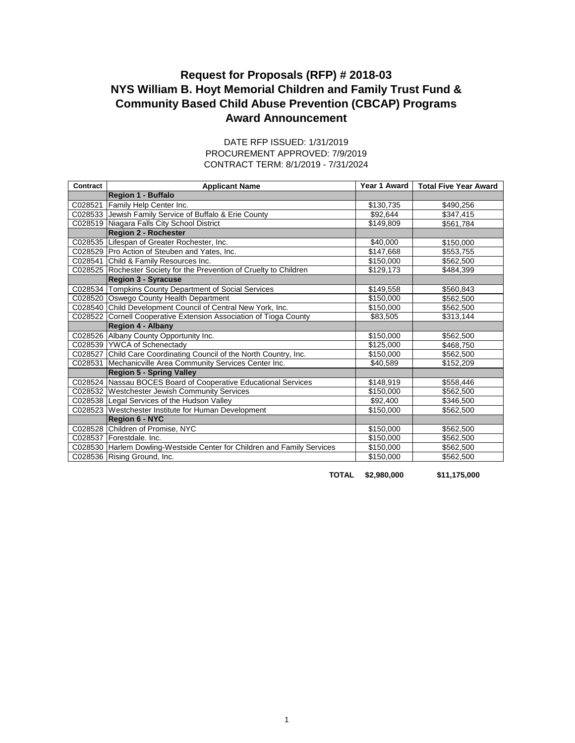# Request for Proposals (RFP) # 2018-03
# NYS William B. Hoyt Memorial Children and Family Trust Fund & Community Based Child Abuse Prevention (CBCAP) Programs
# Award Announcement

DATE RFP ISSUED: 1/31/2019
PROCUREMENT APPROVED: 7/9/2019
CONTRACT TERM: 8/1/2019 - 7/31/2024

| Contract | Applicant Name | Year 1 Award | Total Five Year Award |
|---|---|---|---|
| | **Region 1 - Buffalo** | | |
| C028521 | Family Help Center Inc. | $130,735 | $490,256 |
| C028533 | Jewish Family Service of Buffalo & Erie County | $92,644 | $347,415 |
| C028519 | Niagara Falls City School District | $149,809 | $561,784 |
| | **Region 2 - Rochester** | | |
| C028535 | Lifespan of Greater Rochester, Inc. | $40,000 | $150,000 |
| C028529 | Pro Action of Steuben and Yates, Inc. | $147,668 | $553,755 |
| C028541 | Child & Family Resources Inc. | $150,000 | $562,500 |
| C028525 | Rochester Society for the Prevention of Cruelty to Children | $129,173 | $484,399 |
| | **Region 3 - Syracuse** | | |
| C028534 | Tompkins County Department of Social Services | $149,558 | $560,843 |
| C028520 | Oswego County Health Department | $150,000 | $562,500 |
| C028540 | Child Development Council of Central New York, Inc. | $150,000 | $562,500 |
| C028522 | Cornell Cooperative Extension Association of Tioga County | $83,505 | $313,144 |
| | **Region 4 - Albany** | | |
| C028526 | Albany County Opportunity Inc. | $150,000 | $562,500 |
| C028539 | YWCA of Schenectady | $125,000 | $468,750 |
| C028527 | Child Care Coordinating Council of the North Country, Inc. | $150,000 | $562,500 |
| C028531 | Mechanicville Area Community Services Center Inc. | $40,589 | $152,209 |
| | **Region 5 - Spring Valley** | | |
| C028524 | Nassau BOCES Board of Cooperative Educational Services | $148,919 | $558,446 |
| C028532 | Westchester Jewish Community Services | $150,000 | $562,500 |
| C028538 | Legal Services of the Hudson Valley | $92,400 | $346,500 |
| C028523 | Westchester Institute for Human Development | $150,000 | $562,500 |
| | **Region 6 - NYC** | | |
| C028528 | Children of Promise, NYC | $150,000 | $562,500 |
| C028537 | Forestdale. Inc. | $150,000 | $562,500 |
| C028530 | Harlem Dowling-Westside Center for Children and Family Services | $150,000 | $562,500 |
| C028536 | Rising Ground, Inc. | $150,000 | $562,500 |
| | **TOTAL** | **$2,980,000** | **$11,175,000** |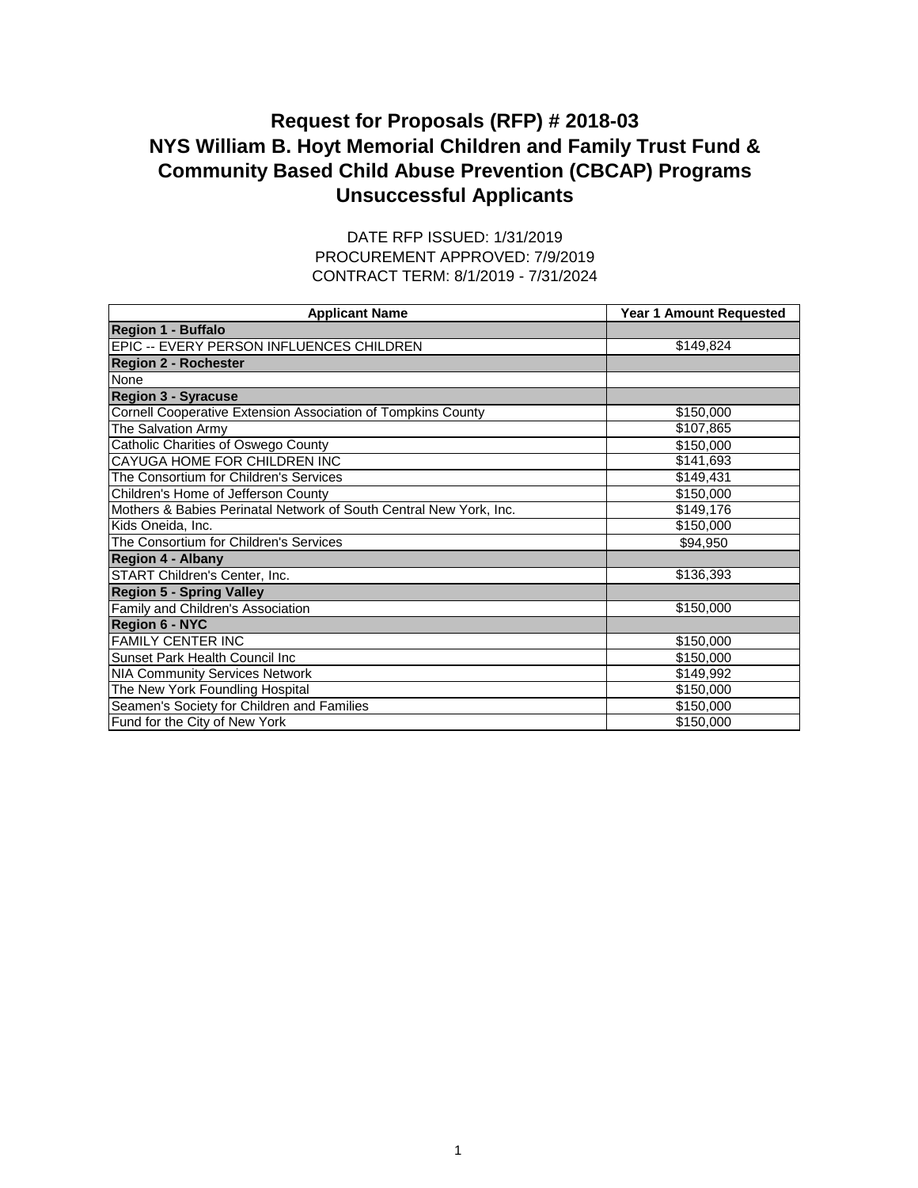# Request for Proposals (RFP) # 2018-03
# NYS William B. Hoyt Memorial Children and Family Trust Fund & Community Based Child Abuse Prevention (CBCAP) Programs
# Unsuccessful Applicants

DATE RFP ISSUED: 1/31/2019
PROCUREMENT APPROVED: 7/9/2019
CONTRACT TERM: 8/1/2019 - 7/31/2024

| Applicant Name | Year 1 Amount Requested |
|---|---|
| **Region 1 - Buffalo** | |
| EPIC -- EVERY PERSON INFLUENCES CHILDREN | $149,824 |
| **Region 2 - Rochester** | |
| None | |
| **Region 3 - Syracuse** | |
| Cornell Cooperative Extension Association of Tompkins County | $150,000 |
| The Salvation Army | $107,865 |
| Catholic Charities of Oswego County | $150,000 |
| CAYUGA HOME FOR CHILDREN INC | $141,693 |
| The Consortium for Children's Services | $149,431 |
| Children's Home of Jefferson County | $150,000 |
| Mothers & Babies Perinatal Network of South Central New York, Inc. | $149,176 |
| Kids Oneida, Inc. | $150,000 |
| The Consortium for Children's Services | $94,950 |
| **Region 4 - Albany** | |
| START Children's Center, Inc. | $136,393 |
| **Region 5 - Spring Valley** | |
| Family and Children's Association | $150,000 |
| **Region 6 - NYC** | |
| FAMILY CENTER INC | $150,000 |
| Sunset Park Health Council Inc | $150,000 |
| NIA Community Services Network | $149,992 |
| The New York Foundling Hospital | $150,000 |
| Seamen's Society for Children and Families | $150,000 |
| Fund for the City of New York | $150,000 |